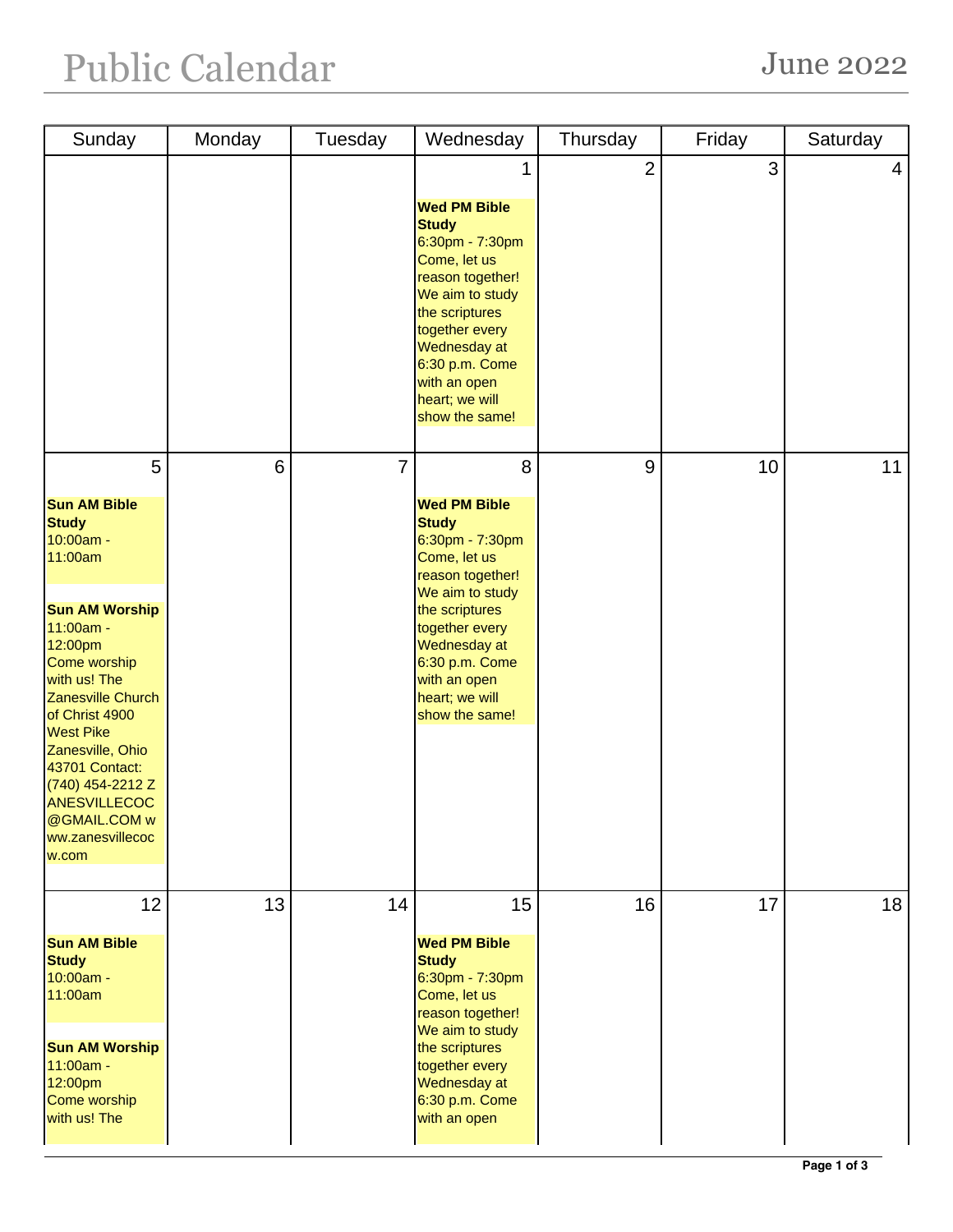# Public Calendar

## June 2022

| Sunday | Monday | Tuesday | Wednesday | Thursday | Friday | Saturday |
|---|---|---|---|---|---|---|
| | | | 1<br><br>**Wed PM Bible Study**<br>6:30pm - 7:30pm<br>Come, let us reason together! We aim to study the scriptures together every Wednesday at 6:30 p.m. Come with an open heart; we will show the same! | 2 | 3 | 4 |
| 5<br><br>**Sun AM Bible Study**<br>10:00am - 11:00am<br><br>**Sun AM Worship**<br>11:00am - 12:00pm<br>Come worship with us! The Zanesville Church of Christ 4900 West Pike Zanesville, Ohio 43701 Contact: (740) 454-2212 ZANESVILLECOC@GMAIL.COM www.zanesvillecocw.com | 6 | 7 | 8<br><br>**Wed PM Bible Study**<br>6:30pm - 7:30pm<br>Come, let us reason together! We aim to study the scriptures together every Wednesday at 6:30 p.m. Come with an open heart; we will show the same! | 9 | 10 | 11 |
| 12<br><br>**Sun AM Bible Study**<br>10:00am - 11:00am<br><br>**Sun AM Worship**<br>11:00am - 12:00pm<br>Come worship with us! The | 13 | 14 | 15<br><br>**Wed PM Bible Study**<br>6:30pm - 7:30pm<br>Come, let us reason together! We aim to study the scriptures together every Wednesday at 6:30 p.m. Come with an open | 16 | 17 | 18 |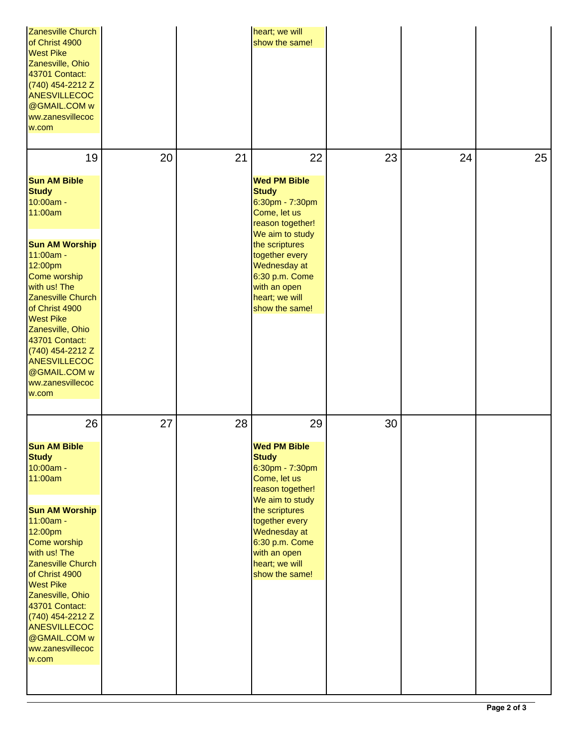| | | | | | | |
|---|---|---|---|---|---|---|
| Zanesville Church of Christ 4900 West Pike Zanesville, Ohio 43701 Contact: (740) 454-2212 ZANESVILLECOC@GMAIL.COM www.zanesvillecoc w.com | | | heart; we will show the same! | | | |
| 19<br><br>**Sun AM Bible Study**<br>10:00am - 11:00am<br><br>**Sun AM Worship**<br>11:00am - 12:00pm<br>Come worship with us! The Zanesville Church of Christ 4900 West Pike Zanesville, Ohio 43701 Contact: (740) 454-2212 ZANESVILLECOC@GMAIL.COM www.zanesvillecoc w.com | 20 | 21 | 22<br><br>**Wed PM Bible Study**<br>6:30pm - 7:30pm<br>Come, let us reason together! We aim to study the scriptures together every Wednesday at 6:30 p.m. Come with an open heart; we will show the same! | 23 | 24 | 25 |
| 26<br><br>**Sun AM Bible Study**<br>10:00am - 11:00am<br><br>**Sun AM Worship**<br>11:00am - 12:00pm<br>Come worship with us! The Zanesville Church of Christ 4900 West Pike Zanesville, Ohio 43701 Contact: (740) 454-2212 ZANESVILLECOC@GMAIL.COM www.zanesvillecoc w.com | 27 | 28 | 29<br><br>**Wed PM Bible Study**<br>6:30pm - 7:30pm<br>Come, let us reason together! We aim to study the scriptures together every Wednesday at 6:30 p.m. Come with an open heart; we will show the same! | 30 | | |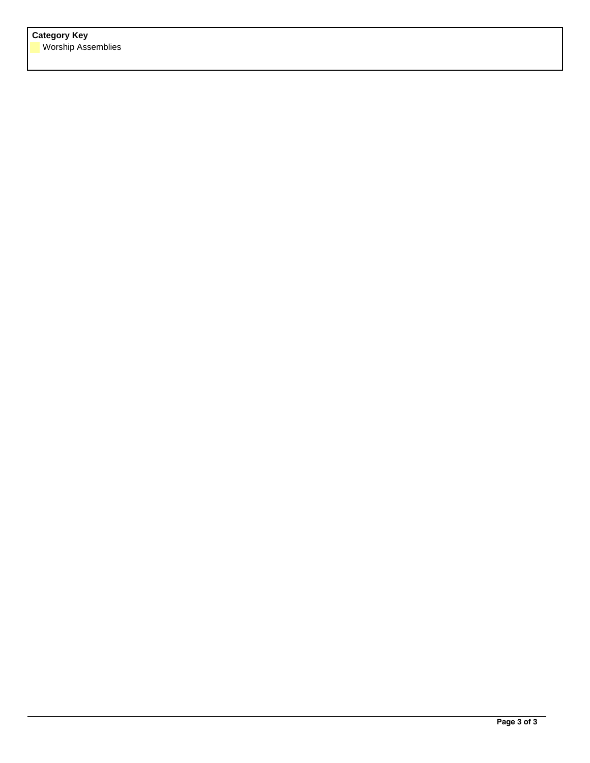**Category Key**

Worship Assemblies